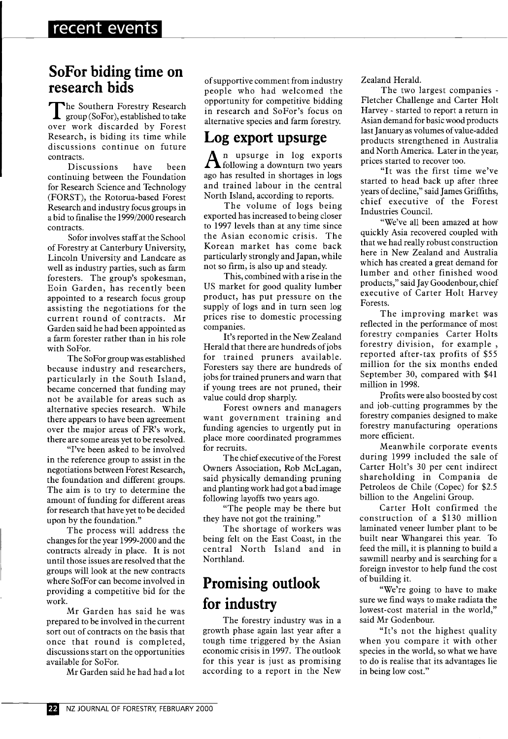## SoFor biding time on research bids

The Southern Forestry Research group (SoFor), established to take over work discarded by Forest Research, is biding its time while discussions continue on future contracts.

Discussions have been continuing between the Foundation for Research Science and Technology (FORST), the Rotorua-based Forest Research and industry focus groups in a bid to finalise the 1999/2000 research contracts.

Sofor involves staff at the School of Forestry at Canterbury University, Lincoln University and Landcare as well as industry parties, such as farm foresters. The group's spokesman, Eoin Garden, has recently been appointed to a research focus group assisting the negotiations for the current round of contracts. Mr Garden said he had been appointed as a farm forester rather than in his role with SoFor.

The SoFor group was established because industry and researchers, particularly in the South Island, became concerned that funding may not be available for areas such as alternative species research. While there appears to have been agreement over the major areas of FR's work, there are some areas yet to be resolved.

"I've been asked to be involved in the reference group to assist in the negotiations between Forest Research, the foundation and different groups. The aim is to try to determine the amount of funding for different areas for research that have yet to be decided upon by the foundation."

The process will address the changes for the year 1999-2000 and the contracts already in place. It is not until those issues are resolved that the groups will look at the new contracts where SofFor can become involved in providing a competitive bid for the work.

Mr Garden has said he was prepared to be involved in the current sort out of contracts on the basis that once that round is completed, discussions start on the opportunities available for SoFor.

Mr Garden said he had had a lot of supportive comment from industry people who had welcomed the opportunity for competitive bidding in research and SoFor's focus on alternative species and farm forestry.

## Log export upsurge

An upsurge in log exports following a downturn two years ago has resulted in shortages in logs and trained labour in the central North Island, according to reports.

The volume of logs being exported has increased to being closer to 1997 levels than at any time since the Asian economic crisis. The Korean market has come back particularly strongly and Japan, while not so firm, is also up and steady.

This, combined with a rise in the US market for good quality lumber product, has put pressure on the supply of logs and in turn seen log prices rise to domestic processing companies.

It's reported in the New Zealand Herald that there are hundreds of jobs for trained pruners available. Foresters say there are hundreds of jobs for trained pruners and warn that if young trees are not pruned, their value could drop sharply.

Forest owners and managers want government training and funding agencies to urgently put in place more coordinated programmes for recruits.

The chief executive of the Forest Owners Association, Rob McLagan, said physically demanding pruning and planting work had got a bad image following layoffs two years ago.

"The people may be there but they have not got the training."

The shortage of workers was being felt on the East Coast, in the central North Island and in Northland.

## Promising outlook for industry

The forestry industry was in a growth phase again last year after a tough time triggered by the Asian economic crisis in 1997. The outlook for this year is just as promising according to a report in the New Zealand Herald.

The two largest companies - Fletcher Challenge and Carter Holt Harvey - started to report a return in Asian demand for basic wood products last January as volumes of value-added products strengthened in Australia and North America. Later in the year, prices started to recover too.

"It was the first time we've started to head back up after three years of decline," said James Griffiths, chief executive of the Forest Industries Council.

"We've all been amazed at how quickly Asia recovered coupled with that we had really robust construction here in New Zealand and Australia which has created a great demand for lumber and other finished wood products," said Jay Goodenbour, chief executive of Carter Holt Harvey Forests.

The improving market was reflected in the performance of most forestry companies Carter Holts forestry division, for example , reported after-tax profits of $55 million for the six months ended September 30, compared with $41 million in 1998.

Profits were also boosted by cost and job-cutting programmes by the forestry companies designed to make forestry manufacturing operations more efficient.

Meanwhile corporate events during 1999 included the sale of Carter Holt's 30 per cent indirect shareholding in Compania de Petroleos de Chile (Copec) for $2.5 billion to the Angelini Group.

Carter Holt confirmed the construction of a $130 million laminated veneer lumber plant to be built near Whangarei this year. To feed the mill, it is planning to build a sawmill nearby and is searching for a foreign investor to help fund the cost of building it.

"We're going to have to make sure we find ways to make radiata the lowest-cost material in the world," said Mr Godenbour.

"It's not the highest quality when you compare it with other species in the world, so what we have to do is realise that its advantages lie in being low cost."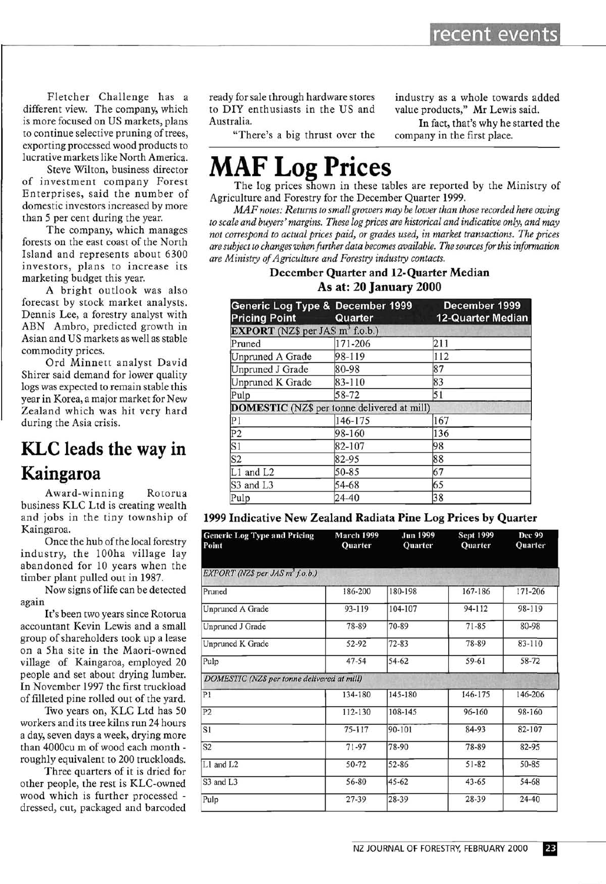Fletcher Challenge has a different view. The company, which is more focused on US markets, plans to continue selective pruning of trees, exporting processed wood products to lucrative markets like North America.

Steve Wilton, business director of investment company Forest Enterprises, said the number of domestic investors increased by more than 5 per cent during the year.

The company, which manages forests on the east coast of the North Island and represents about 6300 investors, plans to increase its marketing budget this year.

A bright outlook was also forecast by stock market analysts. Dennis Lee, a forestry analyst with ABN Ambro, predicted growth in Asian and US markets as well as stable commodity prices.

Ord Minnett analyst David Shirer said demand for lower quality logs was expected to remain stable this year in Korea, a major market for New Zealand which was hit very hard during the Asia crisis.

## KLC leads the way in Kaingaroa

Award-winning Rotorua business KLC Ltd is creating wealth and jobs in the tiny township of Kaingaroa.

Once the hub of the local forestry industry, the 100ha village lay abandoned for 10 years when the timber plant pulled out in 1987.

Now signs of life can be detected again

It's been two years since Rotorua accountant Kevin Lewis and a small group of shareholders took up a lease on a 5ha site in the Maori-owned village of Kaingaroa, employed 20 people and set about drying lumber. In November 1997 the first truckload of filleted pine rolled out of the yard.

Two years on, KLC Ltd has 50 workers and its tree kilns run 24 hours a day, seven days a week, drying more than 4000cu m of wood each month - roughly equivalent to 200 truckloads.

Three quarters of it is dried for other people, the rest is KLC-owned wood which is further processed - dressed, cut, packaged and barcoded ready for sale through hardware stores to DIY enthusiasts in the US and Australia.

"There's a big thrust over the industry as a whole towards added value products," Mr Lewis said.

In fact, that's why he started the company in the first place.

# MAF Log Prices

The log prices shown in these tables are reported by the Ministry of Agriculture and Forestry for the December Quarter 1999.

*MAF notes: Returns to small growers may be lower than those recorded here owing to scale and buyers' margins. These log prices are historical and indicative only, and may not correspond to actual prices paid, or grades used, in market transactions. The prices are subject to changes when further data becomes available. The sources for this information are Ministry of Agriculture and Forestry industry contacts.*

**December Quarter and 12-Quarter Median**
**As at: 20 January 2000**

| Generic Log Type & Pricing Point | December 1999 Quarter | December 1999 12-Quarter Median |
|---|---|---|
| **EXPORT** (NZ$ per JAS $m^3$ f.o.b.) | | |
| Pruned | 171-206 | 211 |
| Unpruned A Grade | 98-119 | 112 |
| Unpruned J Grade | 80-98 | 87 |
| Unpruned K Grade | 83-110 | 83 |
| Pulp | 58-72 | 51 |
| **DOMESTIC** (NZ$ per tonne delivered at mill) | | |
| P1 | 146-175 | 167 |
| P2 | 98-160 | 136 |
| S1 | 82-107 | 98 |
| S2 | 82-95 | 88 |
| L1 and L2 | 50-85 | 67 |
| S3 and L3 | 54-68 | 65 |
| Pulp | 24-40 | 38 |

**1999 Indicative New Zealand Radiata Pine Log Prices by Quarter**

| Generic Log Type and Pricing Point | March 1999 Quarter | Jun 1999 Quarter | Sept 1999 Quarter | Dec 99 Quarter |
|---|---|---|---|---|
| *EXPORT (NZ$ per JAS $m^3$ f.o.b.)* | | | | |
| Pruned | 186-200 | 180-198 | 167-186 | 171-206 |
| Unpruned A Grade | 93-119 | 104-107 | 94-112 | 98-119 |
| Unpruned J Grade | 78-89 | 70-89 | 71-85 | 80-98 |
| Unpruned K Grade | 52-92 | 72-83 | 78-89 | 83-110 |
| Pulp | 47-54 | 54-62 | 59-61 | 58-72 |
| *DOMESTIC (NZ$ per tonne delivered at mill)* | | | | |
| P1 | 134-180 | 145-180 | 146-175 | 146-206 |
| P2 | 112-130 | 108-145 | 96-160 | 98-160 |
| S1 | 75-117 | 90-101 | 84-93 | 82-107 |
| S2 | 71-97 | 78-90 | 78-89 | 82-95 |
| L1 and L2 | 50-72 | 52-86 | 51-82 | 50-85 |
| S3 and L3 | 56-80 | 45-62 | 43-65 | 54-68 |
| Pulp | 27-39 | 28-39 | 28-39 | 24-40 |